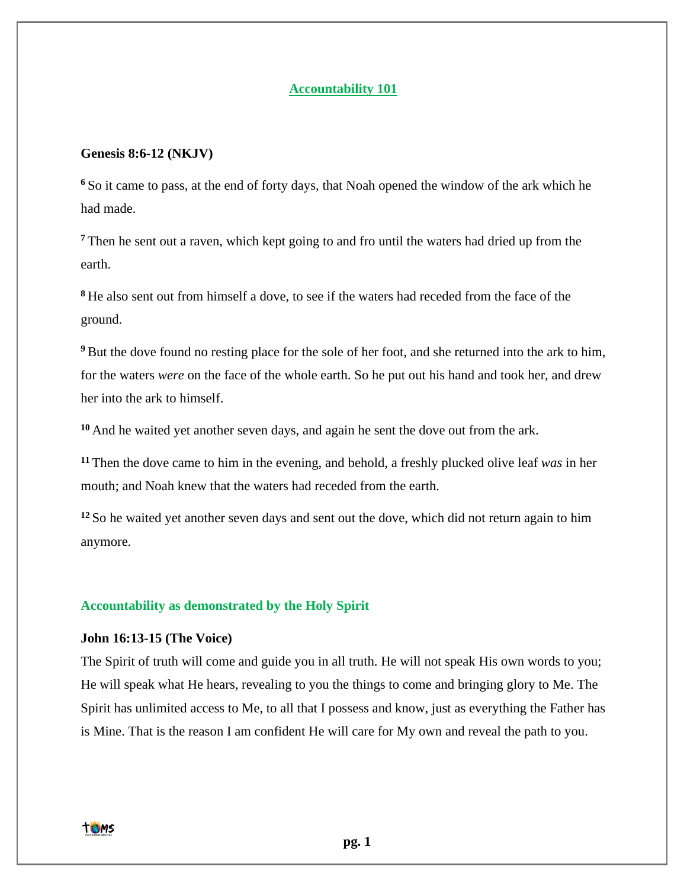# Accountability 101

**Genesis 8:6-12 (NKJV)**

**6** So it came to pass, at the end of forty days, that Noah opened the window of the ark which he had made.

**7** Then he sent out a raven, which kept going to and fro until the waters had dried up from the earth.

**8** He also sent out from himself a dove, to see if the waters had receded from the face of the ground.

**9** But the dove found no resting place for the sole of her foot, and she returned into the ark to him, for the waters *were* on the face of the whole earth. So he put out his hand and took her, and drew her into the ark to himself.

**10** And he waited yet another seven days, and again he sent the dove out from the ark.

**11** Then the dove came to him in the evening, and behold, a freshly plucked olive leaf *was* in her mouth; and Noah knew that the waters had receded from the earth.

**12** So he waited yet another seven days and sent out the dove, which did not return again to him anymore.

## Accountability as demonstrated by the Holy Spirit

**John 16:13-15 (The Voice)**

The Spirit of truth will come and guide you in all truth. He will not speak His own words to you; He will speak what He hears, revealing to you the things to come and bringing glory to Me. The Spirit has unlimited access to Me, to all that I possess and know, just as everything the Father has is Mine. That is the reason I am confident He will care for My own and reveal the path to you.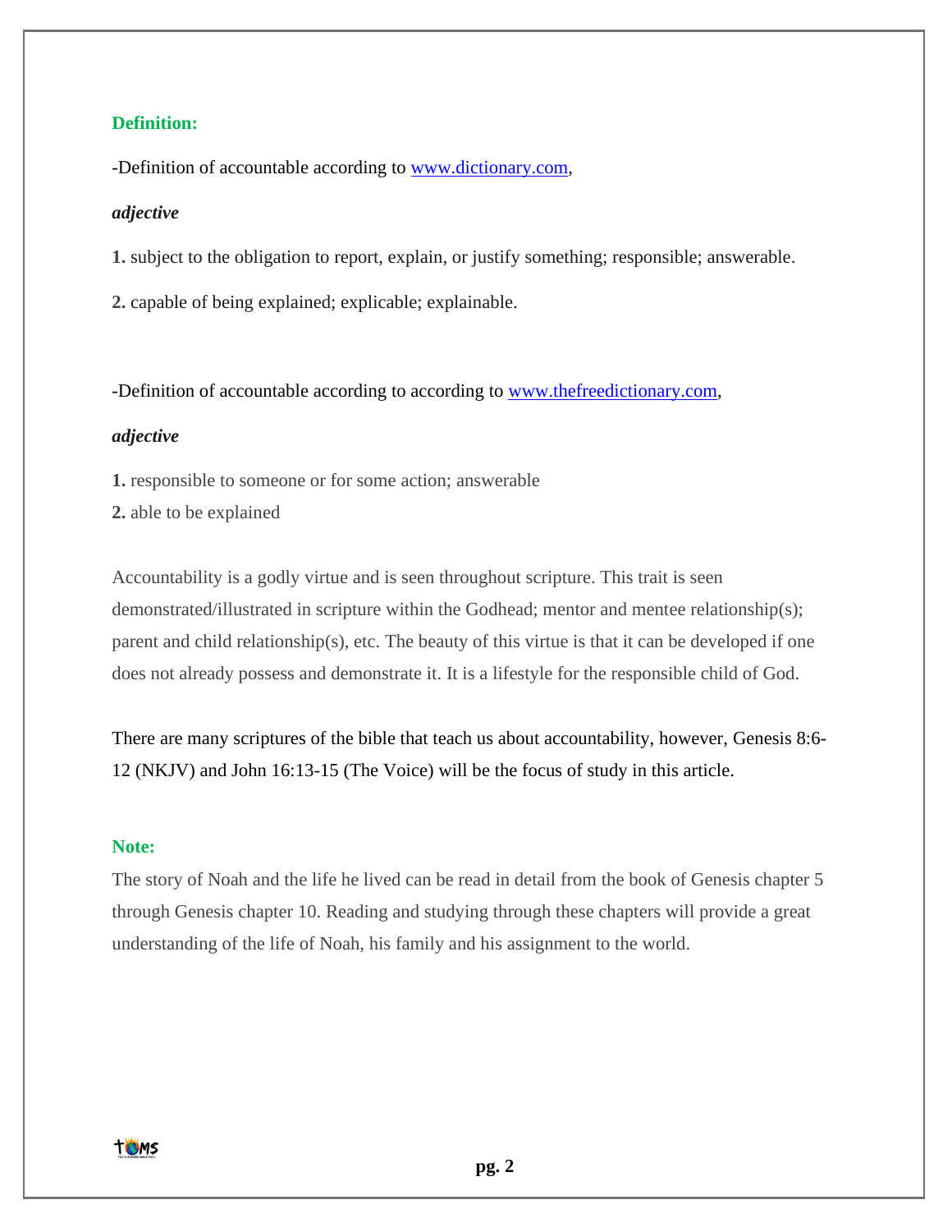**Definition:**

-Definition of accountable according to www.dictionary.com,

***adjective***

**1.** subject to the obligation to report, explain, or justify something; responsible; answerable.

**2.** capable of being explained; explicable; explainable.

-Definition of accountable according to according to www.thefreedictionary.com,

***adjective***

**1.** responsible to someone or for some action; answerable

**2.** able to be explained

Accountability is a godly virtue and is seen throughout scripture. This trait is seen demonstrated/illustrated in scripture within the Godhead; mentor and mentee relationship(s); parent and child relationship(s), etc. The beauty of this virtue is that it can be developed if one does not already possess and demonstrate it. It is a lifestyle for the responsible child of God.

There are many scriptures of the bible that teach us about accountability, however, Genesis 8:6-12 (NKJV) and John 16:13-15 (The Voice) will be the focus of study in this article.

**Note:**

The story of Noah and the life he lived can be read in detail from the book of Genesis chapter 5 through Genesis chapter 10. Reading and studying through these chapters will provide a great understanding of the life of Noah, his family and his assignment to the world.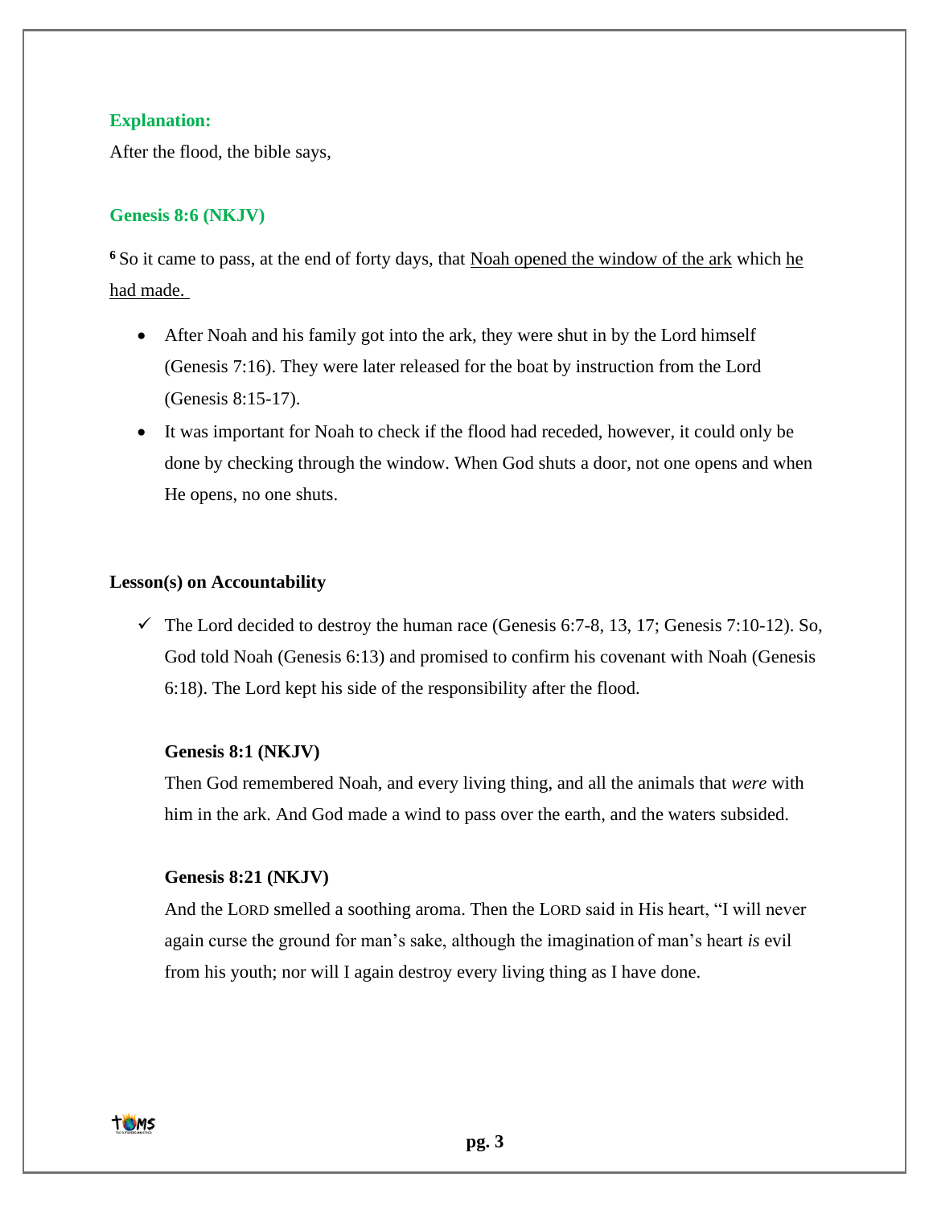**Explanation:**

After the flood, the bible says,

**Genesis 8:6 (NKJV)**

[6] So it came to pass, at the end of forty days, that <u>Noah opened the window of the ark</u> which <u>he had made.</u>

- After Noah and his family got into the ark, they were shut in by the Lord himself (Genesis 7:16). They were later released for the boat by instruction from the Lord (Genesis 8:15-17).
- It was important for Noah to check if the flood had receded, however, it could only be done by checking through the window. When God shuts a door, not one opens and when He opens, no one shuts.

**Lesson(s) on Accountability**

- ✓ The Lord decided to destroy the human race (Genesis 6:7-8, 13, 17; Genesis 7:10-12). So, God told Noah (Genesis 6:13) and promised to confirm his covenant with Noah (Genesis 6:18). The Lord kept his side of the responsibility after the flood.

  **Genesis 8:1 (NKJV)**

  Then God remembered Noah, and every living thing, and all the animals that *were* with him in the ark. And God made a wind to pass over the earth, and the waters subsided.

  **Genesis 8:21 (NKJV)**

  And the LORD smelled a soothing aroma. Then the LORD said in His heart, "I will never again curse the ground for man's sake, although the imagination of man's heart *is* evil from his youth; nor will I again destroy every living thing as I have done.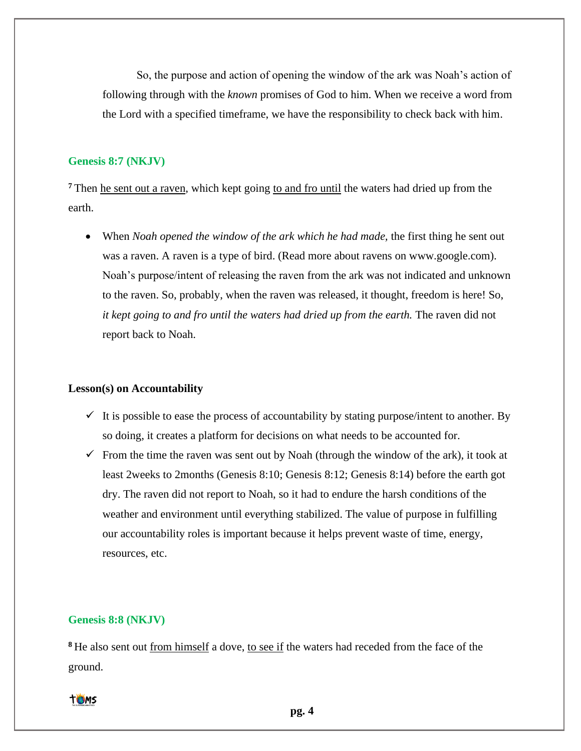So, the purpose and action of opening the window of the ark was Noah's action of following through with the *known* promises of God to him. When we receive a word from the Lord with a specified timeframe, we have the responsibility to check back with him.

**Genesis 8:7 (NKJV)**

**7** Then <u>he sent out a raven</u>, which kept going <u>to and fro until</u> the waters had dried up from the earth.

- When *Noah opened the window of the ark which he had made,* the first thing he sent out was a raven. A raven is a type of bird. (Read more about ravens on www.google.com). Noah's purpose/intent of releasing the raven from the ark was not indicated and unknown to the raven. So, probably, when the raven was released, it thought, freedom is here! So, *it kept going to and fro until the waters had dried up from the earth.* The raven did not report back to Noah.

**Lesson(s) on Accountability**

- ✓ It is possible to ease the process of accountability by stating purpose/intent to another. By so doing, it creates a platform for decisions on what needs to be accounted for.
- ✓ From the time the raven was sent out by Noah (through the window of the ark), it took at least 2weeks to 2months (Genesis 8:10; Genesis 8:12; Genesis 8:14) before the earth got dry. The raven did not report to Noah, so it had to endure the harsh conditions of the weather and environment until everything stabilized. The value of purpose in fulfilling our accountability roles is important because it helps prevent waste of time, energy, resources, etc.

**Genesis 8:8 (NKJV)**

**8** He also sent out <u>from himself</u> a dove, <u>to see if</u> the waters had receded from the face of the ground.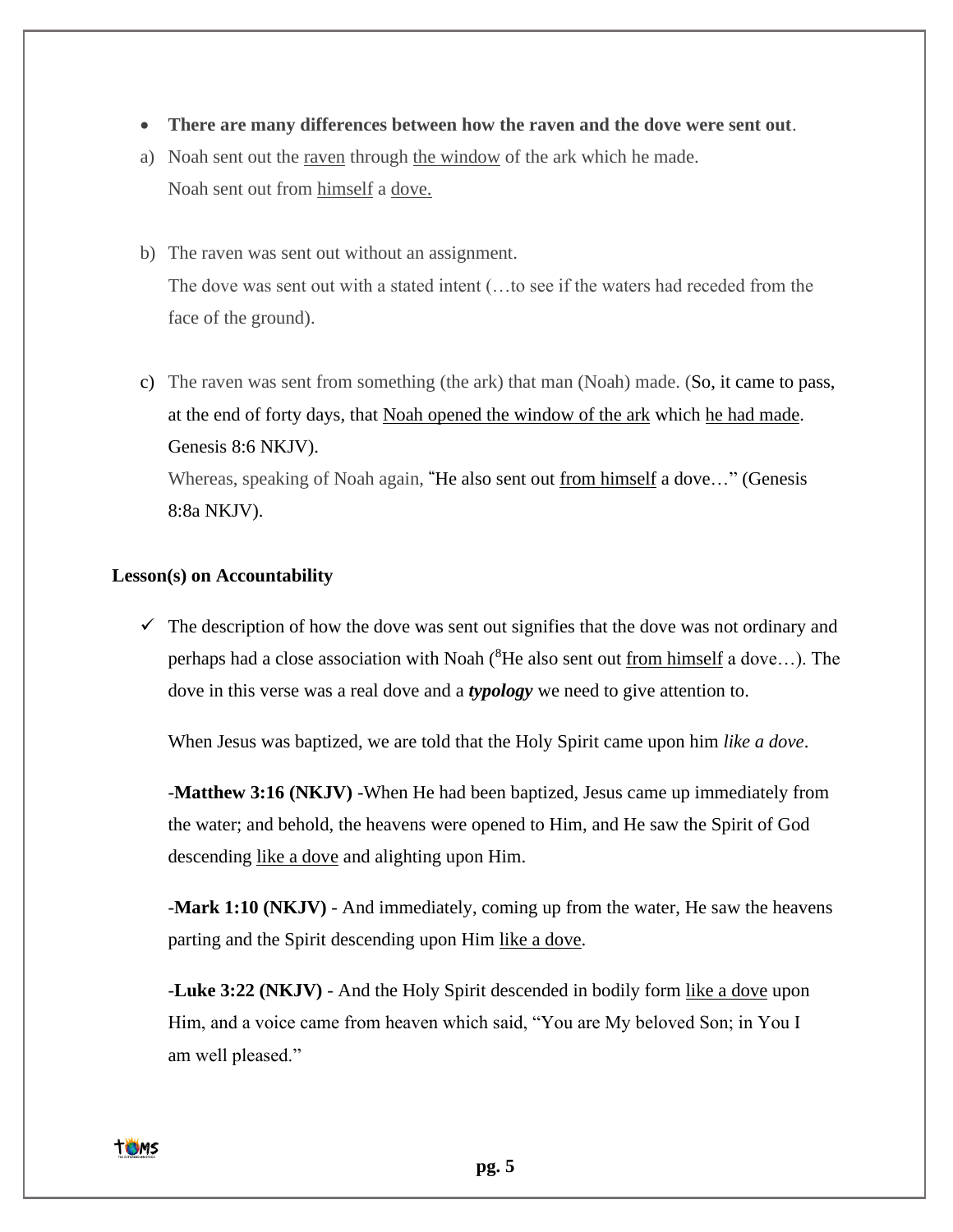- **There are many differences between how the raven and the dove were sent out**.

a) Noah sent out the raven through the window of the ark which he made.
   Noah sent out from himself a dove.

b) The raven was sent out without an assignment.
   The dove was sent out with a stated intent (…to see if the waters had receded from the face of the ground).

c) The raven was sent from something (the ark) that man (Noah) made. (So, it came to pass, at the end of forty days, that Noah opened the window of the ark which he had made. Genesis 8:6 NKJV).
   Whereas, speaking of Noah again, "He also sent out from himself a dove…" (Genesis 8:8a NKJV).

**Lesson(s) on Accountability**

✓ The description of how the dove was sent out signifies that the dove was not ordinary and perhaps had a close association with Noah ([8]He also sent out from himself a dove…). The dove in this verse was a real dove and a ***typology*** we need to give attention to.

When Jesus was baptized, we are told that the Holy Spirit came upon him *like a dove*.

-**Matthew 3:16 (NKJV)** -When He had been baptized, Jesus came up immediately from the water; and behold, the heavens were opened to Him, and He saw the Spirit of God descending like a dove and alighting upon Him.

-**Mark 1:10 (NKJV)** - And immediately, coming up from the water, He saw the heavens parting and the Spirit descending upon Him like a dove.

-**Luke 3:22 (NKJV)** - And the Holy Spirit descended in bodily form like a dove upon Him, and a voice came from heaven which said, "You are My beloved Son; in You I am well pleased."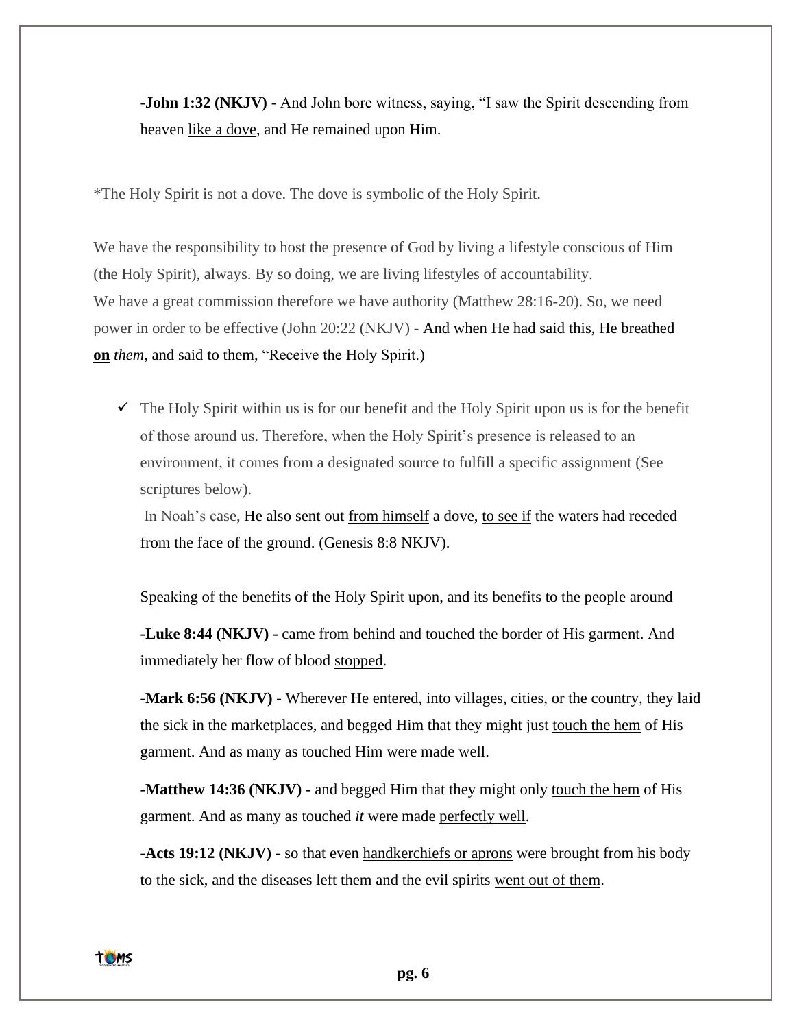-**John 1:32 (NKJV)** - And John bore witness, saying, "I saw the Spirit descending from heaven <u>like a dove</u>, and He remained upon Him.

*The Holy Spirit is not a dove. The dove is symbolic of the Holy Spirit.

We have the responsibility to host the presence of God by living a lifestyle conscious of Him (the Holy Spirit), always. By so doing, we are living lifestyles of accountability.
We have a great commission therefore we have authority (Matthew 28:16-20). So, we need power in order to be effective (John 20:22 (NKJV) - And when He had said this, He breathed <u>**on**</u> *them*, and said to them, "Receive the Holy Spirit.)

- ✓ The Holy Spirit within us is for our benefit and the Holy Spirit upon us is for the benefit of those around us. Therefore, when the Holy Spirit's presence is released to an environment, it comes from a designated source to fulfill a specific assignment (See scriptures below).

  In Noah's case, He also sent out <u>from himself</u> a dove, <u>to see if</u> the waters had receded from the face of the ground. (Genesis 8:8 NKJV).

Speaking of the benefits of the Holy Spirit upon, and its benefits to the people around

**-Luke 8:44 (NKJV) -** came from behind and touched <u>the border of His garment</u>. And immediately her flow of blood <u>stopped</u>.

**-Mark 6:56 (NKJV) -** Wherever He entered, into villages, cities, or the country, they laid the sick in the marketplaces, and begged Him that they might just <u>touch the hem</u> of His garment. And as many as touched Him were <u>made well</u>.

**-Matthew 14:36 (NKJV) -** and begged Him that they might only <u>touch the hem</u> of His garment. And as many as touched *it* were made <u>perfectly well</u>.

**-Acts 19:12 (NKJV) -** so that even <u>handkerchiefs or aprons</u> were brought from his body to the sick, and the diseases left them and the evil spirits <u>went out of them</u>.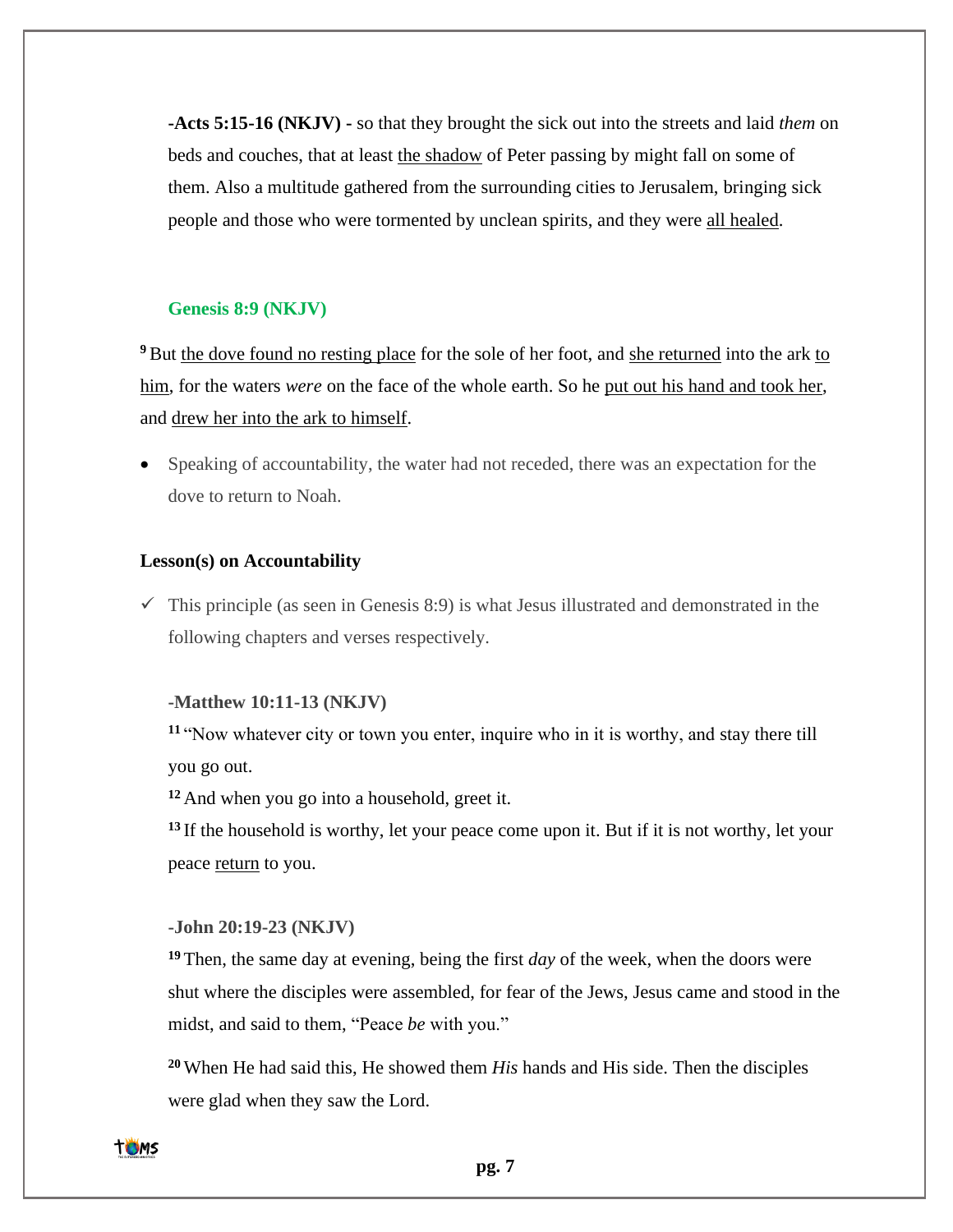**-Acts 5:15-16 (NKJV) -** so that they brought the sick out into the streets and laid *them* on beds and couches, that at least the shadow of Peter passing by might fall on some of them. Also a multitude gathered from the surrounding cities to Jerusalem, bringing sick people and those who were tormented by unclean spirits, and they were all healed.

**Genesis 8:9 (NKJV)**

**9** But the dove found no resting place for the sole of her foot, and she returned into the ark to him, for the waters *were* on the face of the whole earth. So he put out his hand and took her, and drew her into the ark to himself.

- Speaking of accountability, the water had not receded, there was an expectation for the dove to return to Noah.

**Lesson(s) on Accountability**

✓ This principle (as seen in Genesis 8:9) is what Jesus illustrated and demonstrated in the following chapters and verses respectively.

**-Matthew 10:11-13 (NKJV)**

**11** "Now whatever city or town you enter, inquire who in it is worthy, and stay there till you go out.

**12** And when you go into a household, greet it.

**13** If the household is worthy, let your peace come upon it. But if it is not worthy, let your peace return to you.

**-John 20:19-23 (NKJV)**

**19** Then, the same day at evening, being the first *day* of the week, when the doors were shut where the disciples were assembled, for fear of the Jews, Jesus came and stood in the midst, and said to them, "Peace *be* with you."

**20** When He had said this, He showed them *His* hands and His side. Then the disciples were glad when they saw the Lord.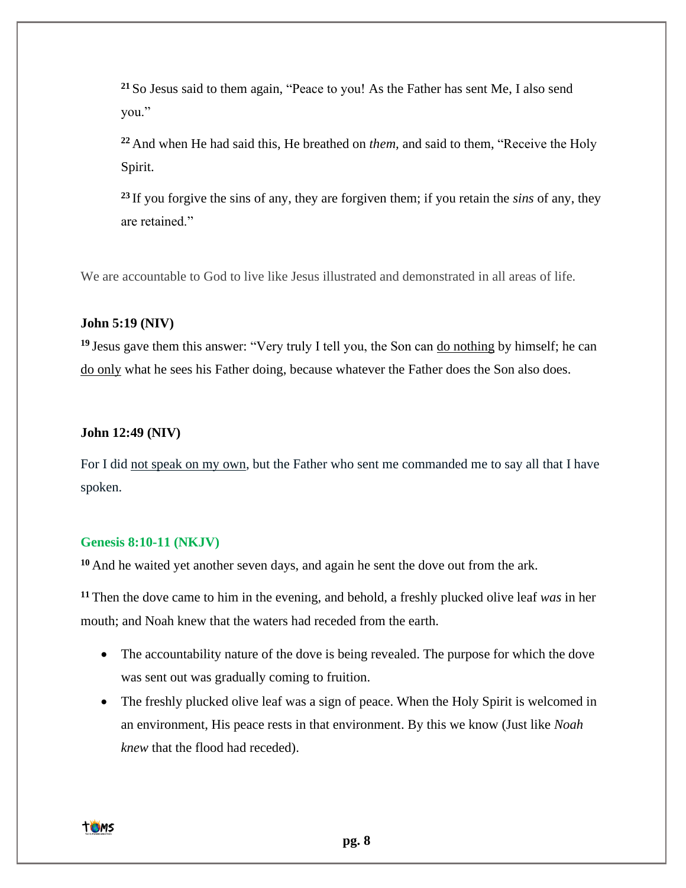[21] So Jesus said to them again, "Peace to you! As the Father has sent Me, I also send you."

[22] And when He had said this, He breathed on *them,* and said to them, "Receive the Holy Spirit.

[23] If you forgive the sins of any, they are forgiven them; if you retain the *sins* of any, they are retained."

We are accountable to God to live like Jesus illustrated and demonstrated in all areas of life.

**John 5:19 (NIV)**

[19] Jesus gave them this answer: "Very truly I tell you, the Son can <u>do nothing</u> by himself; he can <u>do only</u> what he sees his Father doing, because whatever the Father does the Son also does.

**John 12:49 (NIV)**

For I did <u>not speak on my own</u>, but the Father who sent me commanded me to say all that I have spoken.

**Genesis 8:10-11 (NKJV)**

[10] And he waited yet another seven days, and again he sent the dove out from the ark.

[11] Then the dove came to him in the evening, and behold, a freshly plucked olive leaf *was* in her mouth; and Noah knew that the waters had receded from the earth.

- The accountability nature of the dove is being revealed. The purpose for which the dove was sent out was gradually coming to fruition.
- The freshly plucked olive leaf was a sign of peace. When the Holy Spirit is welcomed in an environment, His peace rests in that environment. By this we know (Just like *Noah knew* that the flood had receded).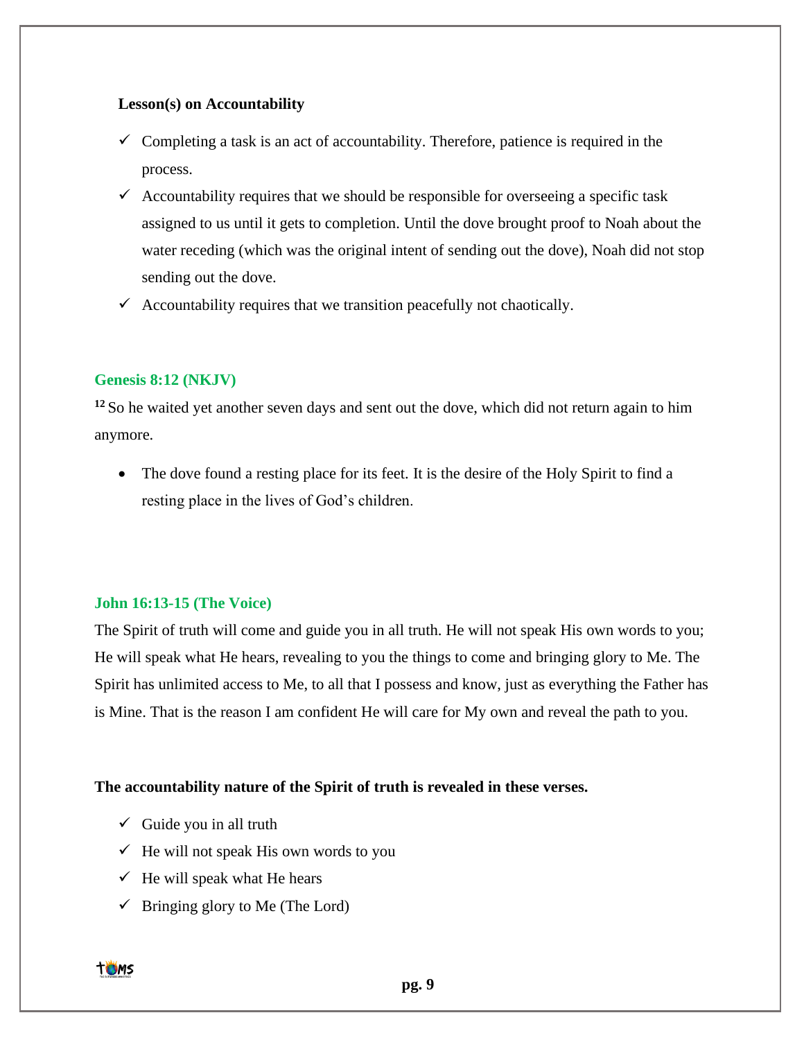**Lesson(s) on Accountability**

- ✓ Completing a task is an act of accountability. Therefore, patience is required in the process.
- ✓ Accountability requires that we should be responsible for overseeing a specific task assigned to us until it gets to completion. Until the dove brought proof to Noah about the water receding (which was the original intent of sending out the dove), Noah did not stop sending out the dove.
- ✓ Accountability requires that we transition peacefully not chaotically.

**Genesis 8:12 (NKJV)**

[12] So he waited yet another seven days and sent out the dove, which did not return again to him anymore.

- The dove found a resting place for its feet. It is the desire of the Holy Spirit to find a resting place in the lives of God's children.

**John 16:13-15 (The Voice)**

The Spirit of truth will come and guide you in all truth. He will not speak His own words to you; He will speak what He hears, revealing to you the things to come and bringing glory to Me. The Spirit has unlimited access to Me, to all that I possess and know, just as everything the Father has is Mine. That is the reason I am confident He will care for My own and reveal the path to you.

**The accountability nature of the Spirit of truth is revealed in these verses.**

- ✓ Guide you in all truth
- ✓ He will not speak His own words to you
- ✓ He will speak what He hears
- ✓ Bringing glory to Me (The Lord)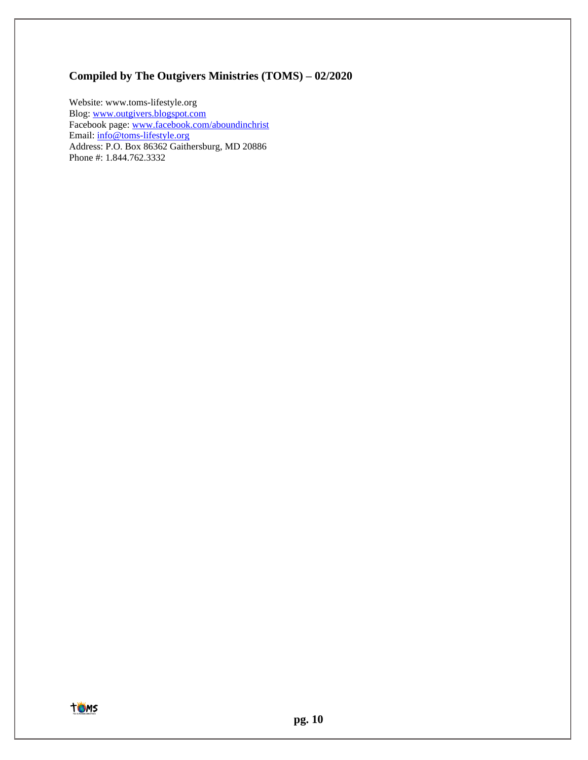**Compiled by The Outgivers Ministries (TOMS) – 02/2020**

Website: www.toms-lifestyle.org
Blog: www.outgivers.blogspot.com
Facebook page: www.facebook.com/aboundinchrist
Email: info@toms-lifestyle.org
Address: P.O. Box 86362 Gaithersburg, MD 20886
Phone #: 1.844.762.3332